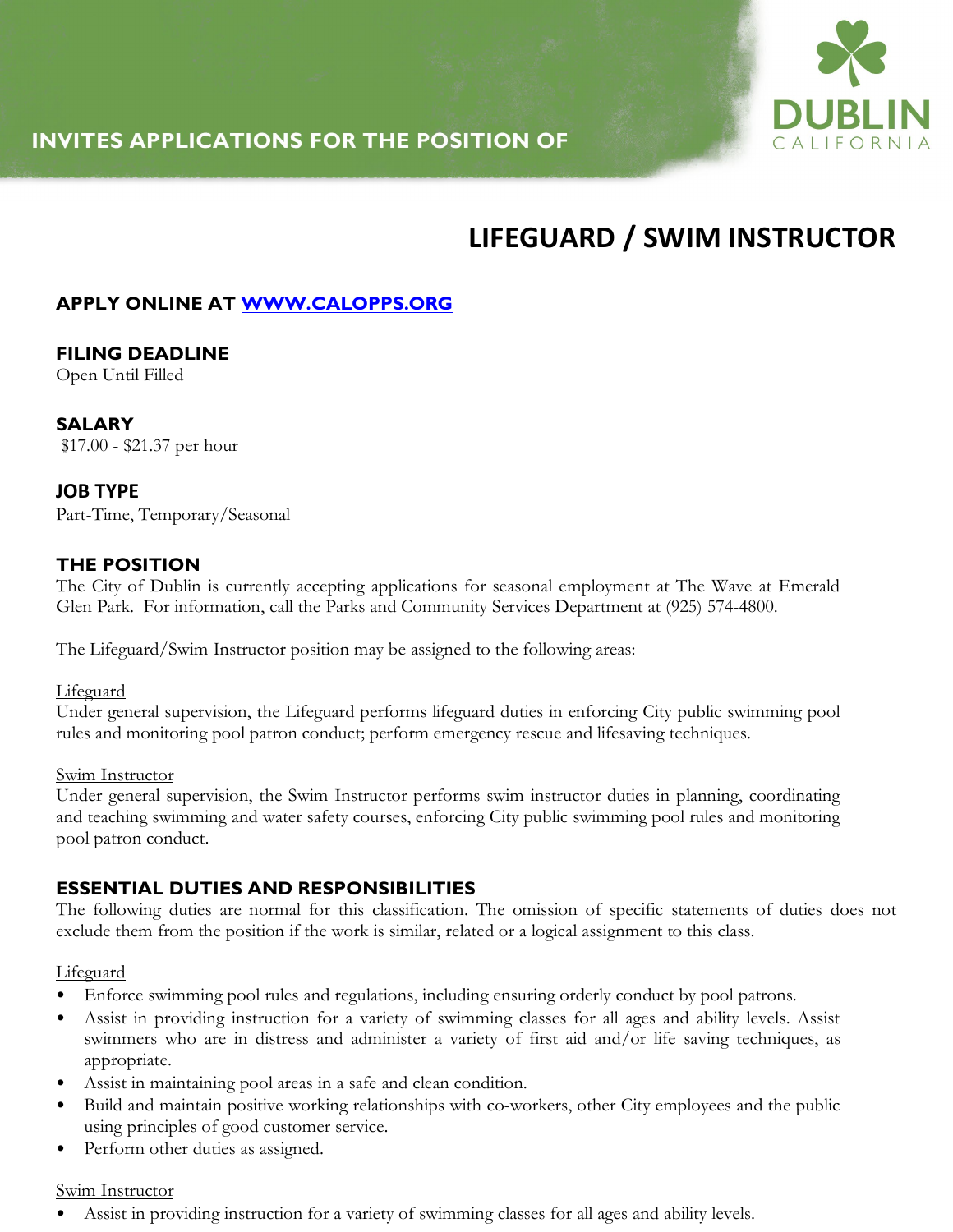DUBLIN
CALIFORNIA

INVITES APPLICATIONS FOR THE POSITION OF

# LIFEGUARD / SWIM INSTRUCTOR

**APPLY ONLINE AT [WWW.CALOPPS.ORG](http://www.calopps.org)**

## FILING DEADLINE

Open Until Filled

## SALARY

$17.00 - $21.37 per hour

## JOB TYPE

Part-Time, Temporary/Seasonal

## THE POSITION

The City of Dublin is currently accepting applications for seasonal employment at The Wave at Emerald Glen Park. For information, call the Parks and Community Services Department at (925) 574-4800.

The Lifeguard/Swim Instructor position may be assigned to the following areas:

<u>Lifeguard</u>

Under general supervision, the Lifeguard performs lifeguard duties in enforcing City public swimming pool rules and monitoring pool patron conduct; perform emergency rescue and lifesaving techniques.

<u>Swim Instructor</u>

Under general supervision, the Swim Instructor performs swim instructor duties in planning, coordinating and teaching swimming and water safety courses, enforcing City public swimming pool rules and monitoring pool patron conduct.

## ESSENTIAL DUTIES AND RESPONSIBILITIES

The following duties are normal for this classification. The omission of specific statements of duties does not exclude them from the position if the work is similar, related or a logical assignment to this class.

<u>Lifeguard</u>

- Enforce swimming pool rules and regulations, including ensuring orderly conduct by pool patrons.
- Assist in providing instruction for a variety of swimming classes for all ages and ability levels. Assist swimmers who are in distress and administer a variety of first aid and/or life saving techniques, as appropriate.
- Assist in maintaining pool areas in a safe and clean condition.
- Build and maintain positive working relationships with co-workers, other City employees and the public using principles of good customer service.
- Perform other duties as assigned.

<u>Swim Instructor</u>

- Assist in providing instruction for a variety of swimming classes for all ages and ability levels.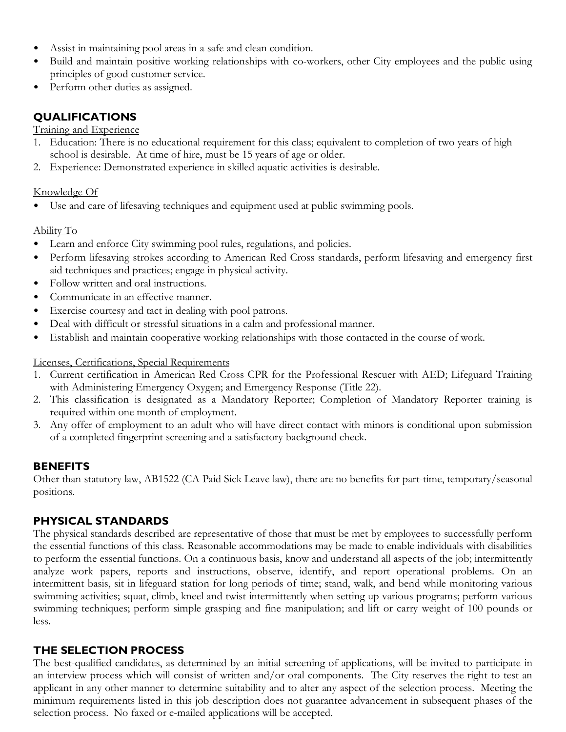- Assist in maintaining pool areas in a safe and clean condition.
- Build and maintain positive working relationships with co-workers, other City employees and the public using principles of good customer service.
- Perform other duties as assigned.

## QUALIFICATIONS

Training and Experience

1. Education: There is no educational requirement for this class; equivalent to completion of two years of high school is desirable. At time of hire, must be 15 years of age or older.
2. Experience: Demonstrated experience in skilled aquatic activities is desirable.

Knowledge Of

- Use and care of lifesaving techniques and equipment used at public swimming pools.

Ability To

- Learn and enforce City swimming pool rules, regulations, and policies.
- Perform lifesaving strokes according to American Red Cross standards, perform lifesaving and emergency first aid techniques and practices; engage in physical activity.
- Follow written and oral instructions.
- Communicate in an effective manner.
- Exercise courtesy and tact in dealing with pool patrons.
- Deal with difficult or stressful situations in a calm and professional manner.
- Establish and maintain cooperative working relationships with those contacted in the course of work.

Licenses, Certifications, Special Requirements

1. Current certification in American Red Cross CPR for the Professional Rescuer with AED; Lifeguard Training with Administering Emergency Oxygen; and Emergency Response (Title 22).
2. This classification is designated as a Mandatory Reporter; Completion of Mandatory Reporter training is required within one month of employment.
3. Any offer of employment to an adult who will have direct contact with minors is conditional upon submission of a completed fingerprint screening and a satisfactory background check.

## BENEFITS

Other than statutory law, AB1522 (CA Paid Sick Leave law), there are no benefits for part-time, temporary/seasonal positions.

## PHYSICAL STANDARDS

The physical standards described are representative of those that must be met by employees to successfully perform the essential functions of this class. Reasonable accommodations may be made to enable individuals with disabilities to perform the essential functions. On a continuous basis, know and understand all aspects of the job; intermittently analyze work papers, reports and instructions, observe, identify, and report operational problems. On an intermittent basis, sit in lifeguard station for long periods of time; stand, walk, and bend while monitoring various swimming activities; squat, climb, kneel and twist intermittently when setting up various programs; perform various swimming techniques; perform simple grasping and fine manipulation; and lift or carry weight of 100 pounds or less.

## THE SELECTION PROCESS

The best-qualified candidates, as determined by an initial screening of applications, will be invited to participate in an interview process which will consist of written and/or oral components. The City reserves the right to test an applicant in any other manner to determine suitability and to alter any aspect of the selection process. Meeting the minimum requirements listed in this job description does not guarantee advancement in subsequent phases of the selection process. No faxed or e-mailed applications will be accepted.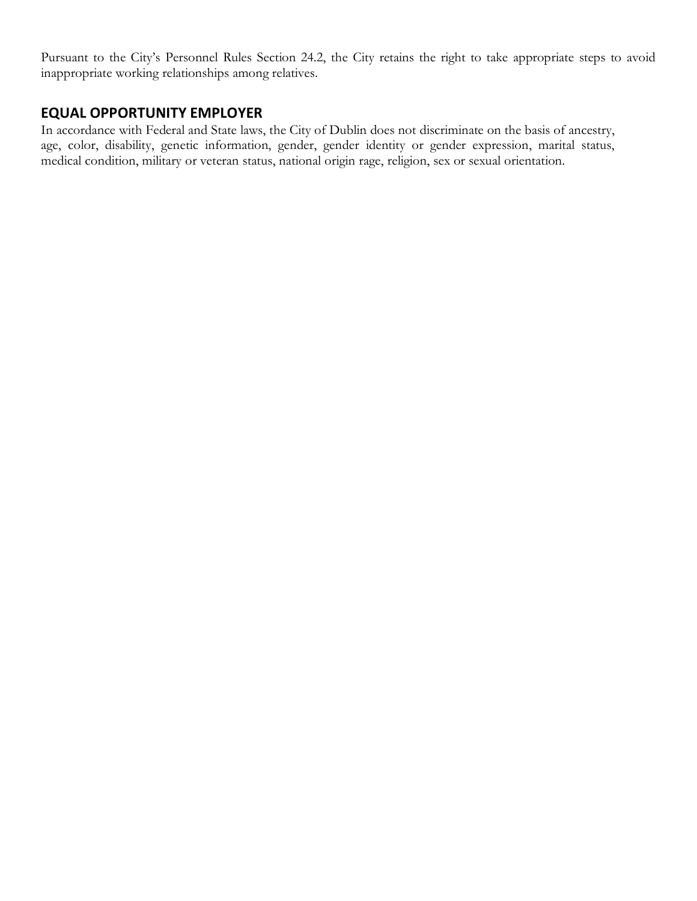Pursuant to the City's Personnel Rules Section 24.2, the City retains the right to take appropriate steps to avoid inappropriate working relationships among relatives.

## EQUAL OPPORTUNITY EMPLOYER

In accordance with Federal and State laws, the City of Dublin does not discriminate on the basis of ancestry, age, color, disability, genetic information, gender, gender identity or gender expression, marital status, medical condition, military or veteran status, national origin rage, religion, sex or sexual orientation.